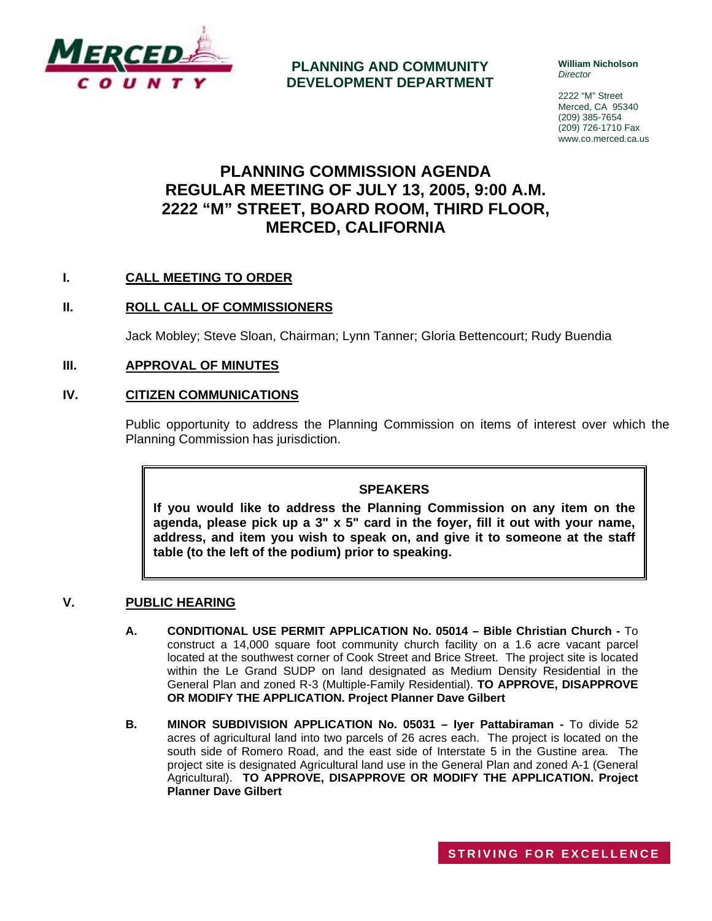MERCED COUNTY

**PLANNING AND COMMUNITY DEVELOPMENT DEPARTMENT**

**William Nicholson**
*Director*

2222 "M" Street
Merced, CA 95340
(209) 385-7654
(209) 726-1710 Fax
www.co.merced.ca.us

# PLANNING COMMISSION AGENDA
# REGULAR MEETING OF JULY 13, 2005, 9:00 A.M.
# 2222 "M" STREET, BOARD ROOM, THIRD FLOOR, MERCED, CALIFORNIA

## I. CALL MEETING TO ORDER

## II. ROLL CALL OF COMMISSIONERS

Jack Mobley; Steve Sloan, Chairman; Lynn Tanner; Gloria Bettencourt; Rudy Buendia

## III. APPROVAL OF MINUTES

## IV. CITIZEN COMMUNICATIONS

Public opportunity to address the Planning Commission on items of interest over which the Planning Commission has jurisdiction.

> **SPEAKERS**
>
> **If you would like to address the Planning Commission on any item on the agenda, please pick up a 3" x 5" card in the foyer, fill it out with your name, address, and item you wish to speak on, and give it to someone at the staff table (to the left of the podium) prior to speaking.**

## V. PUBLIC HEARING

**A. CONDITIONAL USE PERMIT APPLICATION No. 05014 – Bible Christian Church -** To construct a 14,000 square foot community church facility on a 1.6 acre vacant parcel located at the southwest corner of Cook Street and Brice Street. The project site is located within the Le Grand SUDP on land designated as Medium Density Residential in the General Plan and zoned R-3 (Multiple-Family Residential). **TO APPROVE, DISAPPROVE OR MODIFY THE APPLICATION. Project Planner Dave Gilbert**

**B. MINOR SUBDIVISION APPLICATION No. 05031 – Iyer Pattabiraman -** To divide 52 acres of agricultural land into two parcels of 26 acres each. The project is located on the south side of Romero Road, and the east side of Interstate 5 in the Gustine area. The project site is designated Agricultural land use in the General Plan and zoned A-1 (General Agricultural). **TO APPROVE, DISAPPROVE OR MODIFY THE APPLICATION. Project Planner Dave Gilbert**

STRIVING FOR EXCELLENCE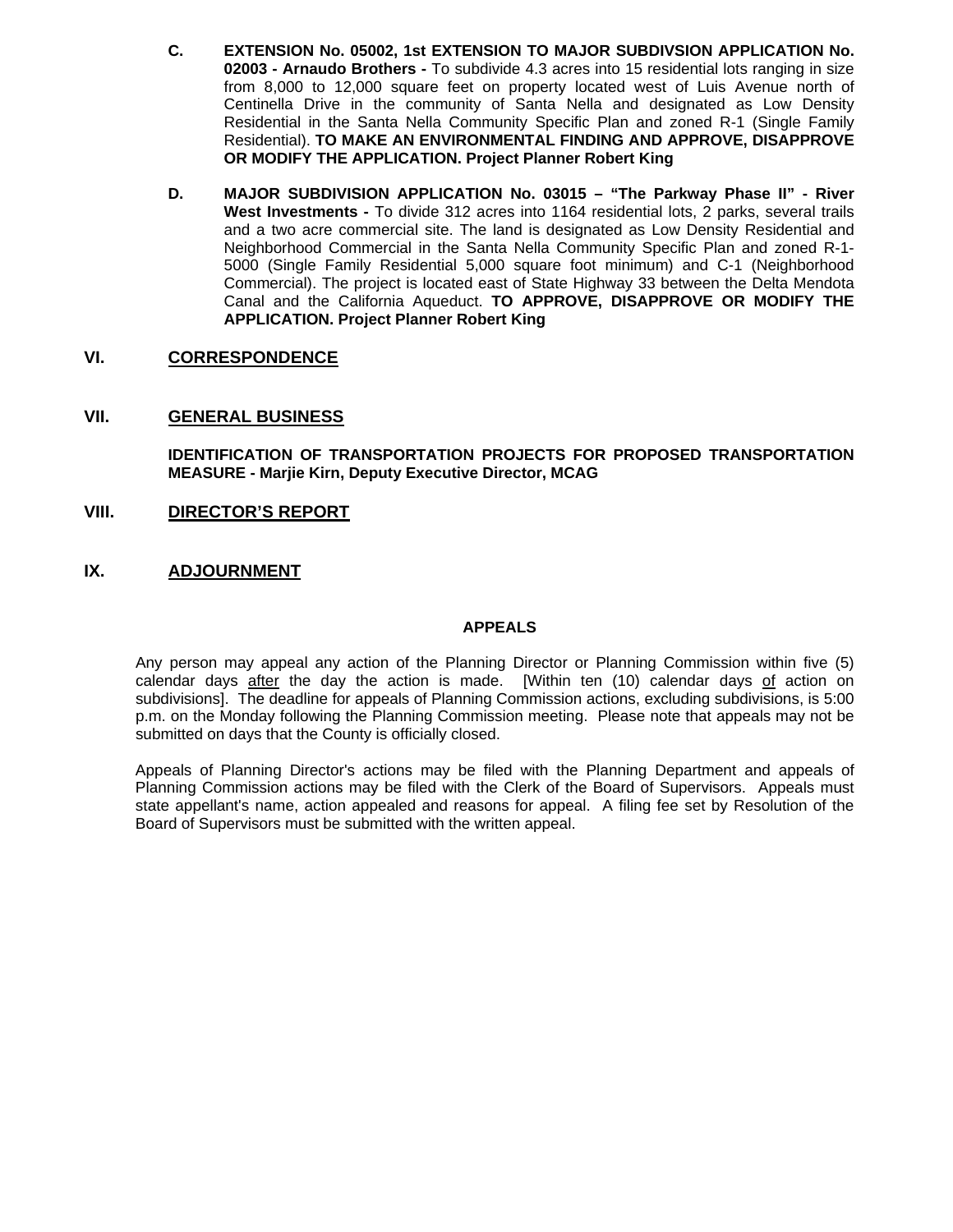**C.** **EXTENSION No. 05002, 1st EXTENSION TO MAJOR SUBDIVSION APPLICATION No. 02003 - Arnaudo Brothers -** To subdivide 4.3 acres into 15 residential lots ranging in size from 8,000 to 12,000 square feet on property located west of Luis Avenue north of Centinella Drive in the community of Santa Nella and designated as Low Density Residential in the Santa Nella Community Specific Plan and zoned R-1 (Single Family Residential). **TO MAKE AN ENVIRONMENTAL FINDING AND APPROVE, DISAPPROVE OR MODIFY THE APPLICATION. Project Planner Robert King**

**D.** **MAJOR SUBDIVISION APPLICATION No. 03015 – "The Parkway Phase II" - River West Investments -** To divide 312 acres into 1164 residential lots, 2 parks, several trails and a two acre commercial site. The land is designated as Low Density Residential and Neighborhood Commercial in the Santa Nella Community Specific Plan and zoned R-1-5000 (Single Family Residential 5,000 square foot minimum) and C-1 (Neighborhood Commercial). The project is located east of State Highway 33 between the Delta Mendota Canal and the California Aqueduct. **TO APPROVE, DISAPPROVE OR MODIFY THE APPLICATION. Project Planner Robert King**

## VI. CORRESPONDENCE

## VII. GENERAL BUSINESS

**IDENTIFICATION OF TRANSPORTATION PROJECTS FOR PROPOSED TRANSPORTATION MEASURE - Marjie Kirn, Deputy Executive Director, MCAG**

## VIII. DIRECTOR'S REPORT

## IX. ADJOURNMENT

### APPEALS

Any person may appeal any action of the Planning Director or Planning Commission within five (5) calendar days after the day the action is made. [Within ten (10) calendar days of action on subdivisions]. The deadline for appeals of Planning Commission actions, excluding subdivisions, is 5:00 p.m. on the Monday following the Planning Commission meeting. Please note that appeals may not be submitted on days that the County is officially closed.

Appeals of Planning Director's actions may be filed with the Planning Department and appeals of Planning Commission actions may be filed with the Clerk of the Board of Supervisors. Appeals must state appellant's name, action appealed and reasons for appeal. A filing fee set by Resolution of the Board of Supervisors must be submitted with the written appeal.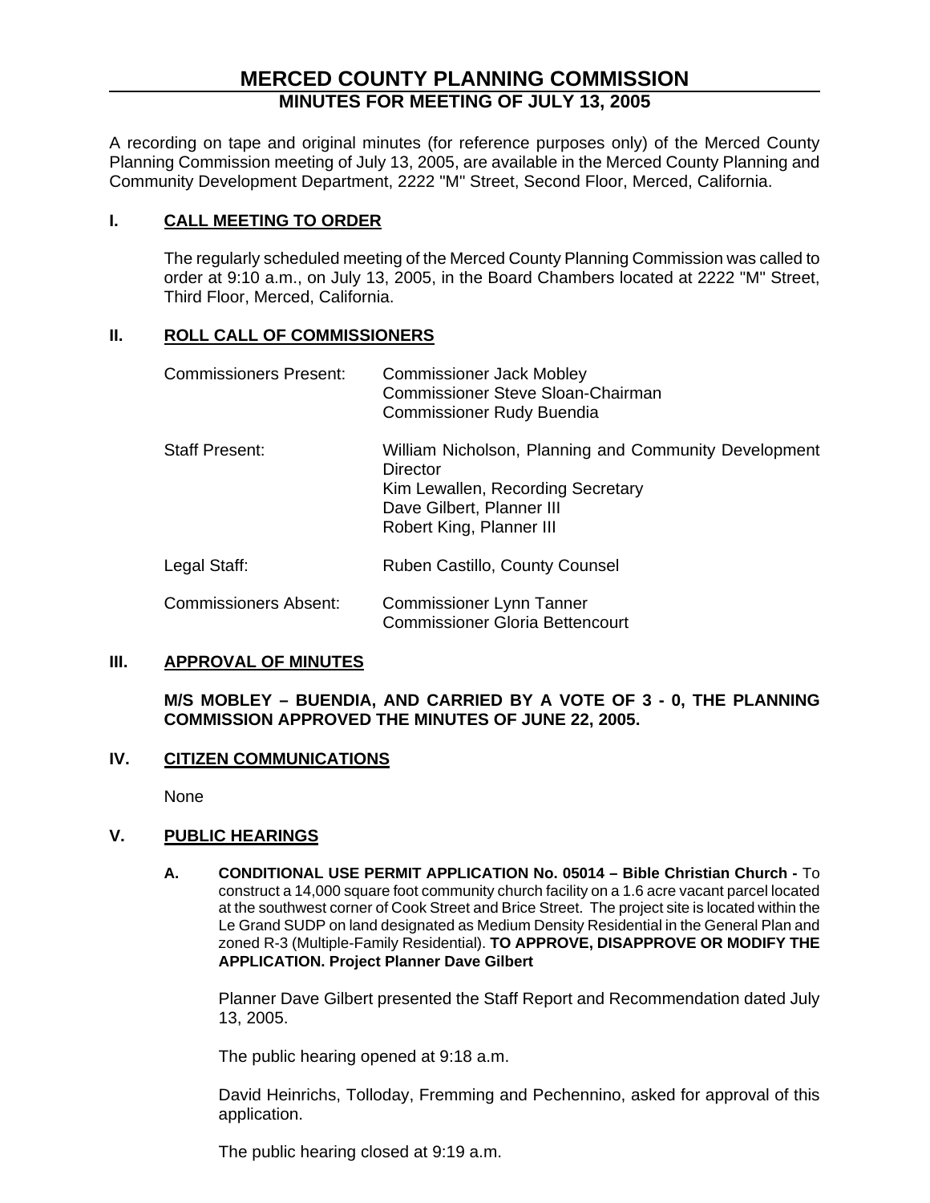# MERCED COUNTY PLANNING COMMISSION

## MINUTES FOR MEETING OF JULY 13, 2005

A recording on tape and original minutes (for reference purposes only) of the Merced County Planning Commission meeting of July 13, 2005, are available in the Merced County Planning and Community Development Department, 2222 "M" Street, Second Floor, Merced, California.

### I. CALL MEETING TO ORDER

The regularly scheduled meeting of the Merced County Planning Commission was called to order at 9:10 a.m., on July 13, 2005, in the Board Chambers located at 2222 "M" Street, Third Floor, Merced, California.

### II. ROLL CALL OF COMMISSIONERS

Commissioners Present: Commissioner Jack Mobley
Commissioner Steve Sloan-Chairman
Commissioner Rudy Buendia

Staff Present: William Nicholson, Planning and Community Development Director
Kim Lewallen, Recording Secretary
Dave Gilbert, Planner III
Robert King, Planner III

Legal Staff: Ruben Castillo, County Counsel

Commissioners Absent: Commissioner Lynn Tanner
Commissioner Gloria Bettencourt

### III. APPROVAL OF MINUTES

**M/S MOBLEY – BUENDIA, AND CARRIED BY A VOTE OF 3 - 0, THE PLANNING COMMISSION APPROVED THE MINUTES OF JUNE 22, 2005.**

### IV. CITIZEN COMMUNICATIONS

None

### V. PUBLIC HEARINGS

**A. CONDITIONAL USE PERMIT APPLICATION No. 05014 – Bible Christian Church -** To construct a 14,000 square foot community church facility on a 1.6 acre vacant parcel located at the southwest corner of Cook Street and Brice Street. The project site is located within the Le Grand SUDP on land designated as Medium Density Residential in the General Plan and zoned R-3 (Multiple-Family Residential). **TO APPROVE, DISAPPROVE OR MODIFY THE APPLICATION. Project Planner Dave Gilbert**

Planner Dave Gilbert presented the Staff Report and Recommendation dated July 13, 2005.

The public hearing opened at 9:18 a.m.

David Heinrichs, Tolloday, Fremming and Pechennino, asked for approval of this application.

The public hearing closed at 9:19 a.m.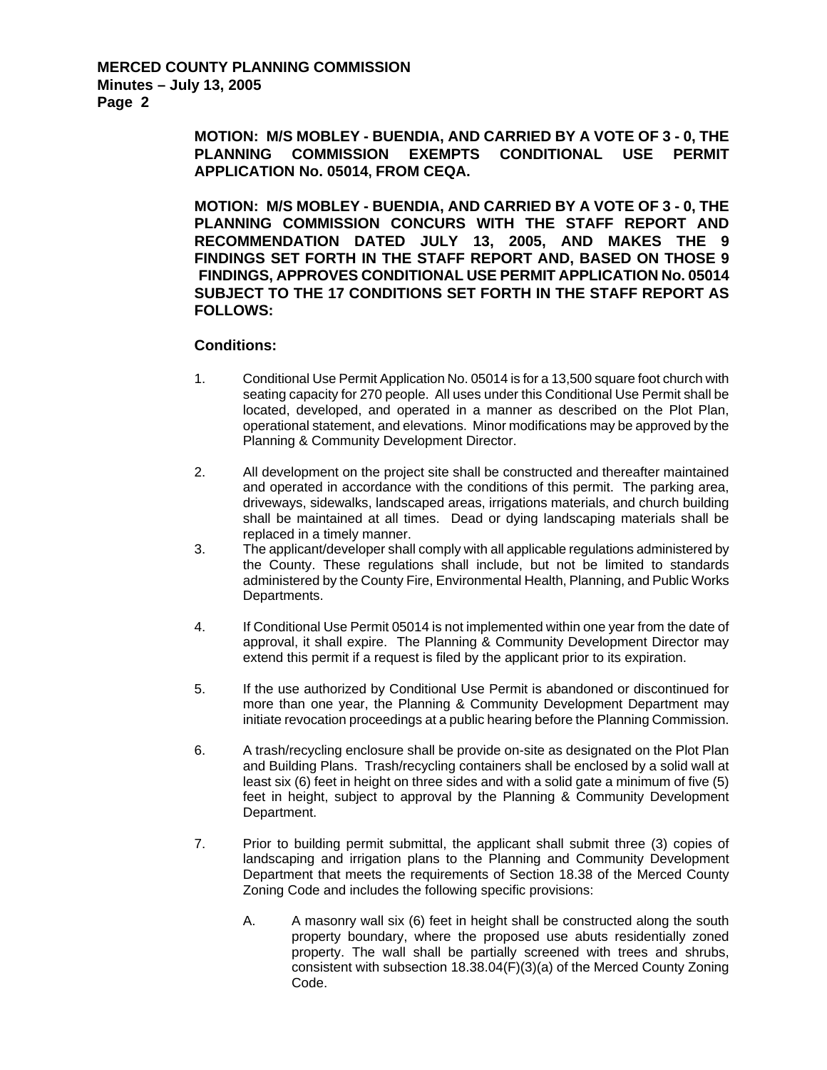**MOTION: M/S MOBLEY - BUENDIA, AND CARRIED BY A VOTE OF 3 - 0, THE PLANNING COMMISSION EXEMPTS CONDITIONAL USE PERMIT APPLICATION No. 05014, FROM CEQA.**

**MOTION: M/S MOBLEY - BUENDIA, AND CARRIED BY A VOTE OF 3 - 0, THE PLANNING COMMISSION CONCURS WITH THE STAFF REPORT AND RECOMMENDATION DATED JULY 13, 2005, AND MAKES THE 9 FINDINGS SET FORTH IN THE STAFF REPORT AND, BASED ON THOSE 9 FINDINGS, APPROVES CONDITIONAL USE PERMIT APPLICATION No. 05014 SUBJECT TO THE 17 CONDITIONS SET FORTH IN THE STAFF REPORT AS FOLLOWS:**

**Conditions:**

1. Conditional Use Permit Application No. 05014 is for a 13,500 square foot church with seating capacity for 270 people. All uses under this Conditional Use Permit shall be located, developed, and operated in a manner as described on the Plot Plan, operational statement, and elevations. Minor modifications may be approved by the Planning & Community Development Director.

2. All development on the project site shall be constructed and thereafter maintained and operated in accordance with the conditions of this permit. The parking area, driveways, sidewalks, landscaped areas, irrigations materials, and church building shall be maintained at all times. Dead or dying landscaping materials shall be replaced in a timely manner.

3. The applicant/developer shall comply with all applicable regulations administered by the County. These regulations shall include, but not be limited to standards administered by the County Fire, Environmental Health, Planning, and Public Works Departments.

4. If Conditional Use Permit 05014 is not implemented within one year from the date of approval, it shall expire. The Planning & Community Development Director may extend this permit if a request is filed by the applicant prior to its expiration.

5. If the use authorized by Conditional Use Permit is abandoned or discontinued for more than one year, the Planning & Community Development Department may initiate revocation proceedings at a public hearing before the Planning Commission.

6. A trash/recycling enclosure shall be provide on-site as designated on the Plot Plan and Building Plans. Trash/recycling containers shall be enclosed by a solid wall at least six (6) feet in height on three sides and with a solid gate a minimum of five (5) feet in height, subject to approval by the Planning & Community Development Department.

7. Prior to building permit submittal, the applicant shall submit three (3) copies of landscaping and irrigation plans to the Planning and Community Development Department that meets the requirements of Section 18.38 of the Merced County Zoning Code and includes the following specific provisions:

    A. A masonry wall six (6) feet in height shall be constructed along the south property boundary, where the proposed use abuts residentially zoned property. The wall shall be partially screened with trees and shrubs, consistent with subsection 18.38.04(F)(3)(a) of the Merced County Zoning Code.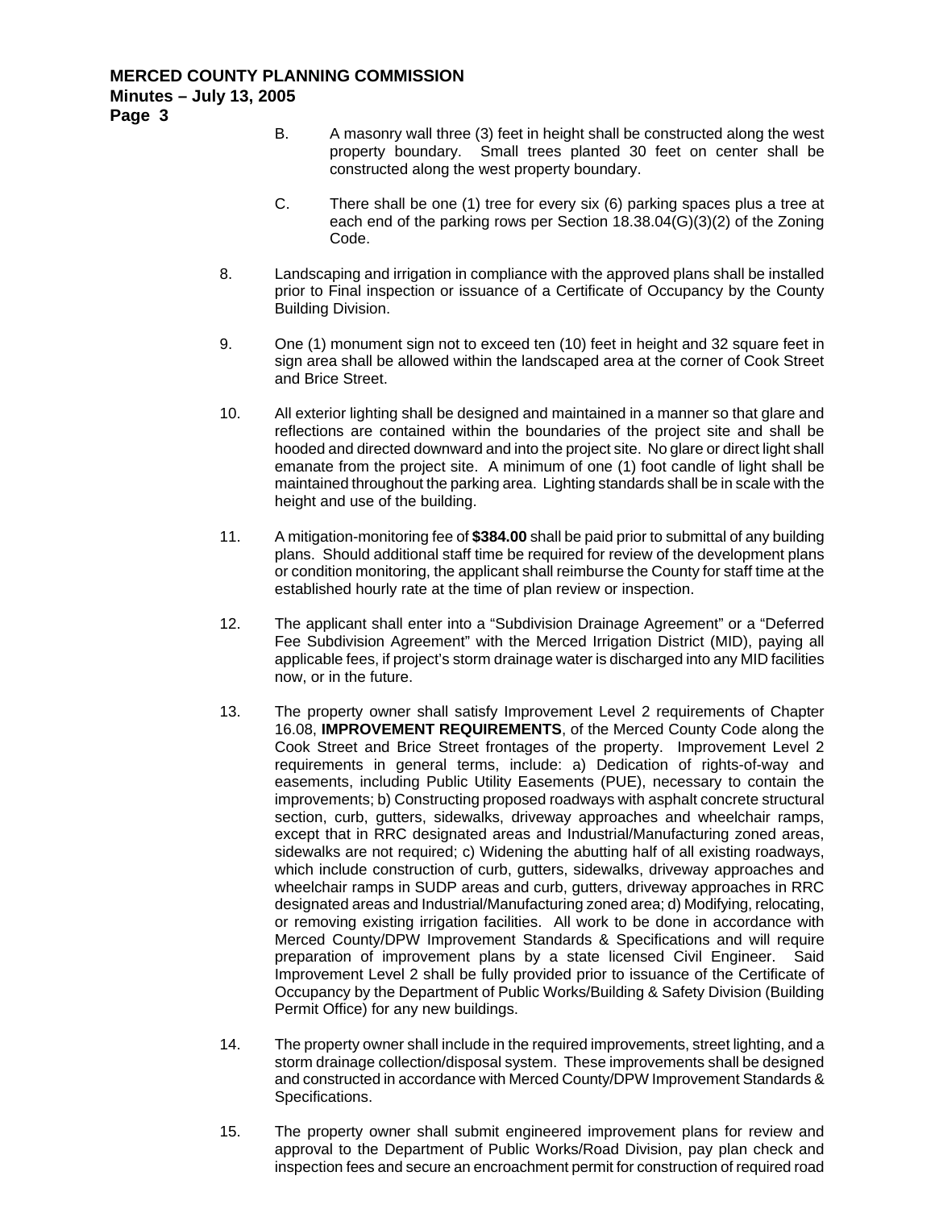B. A masonry wall three (3) feet in height shall be constructed along the west property boundary. Small trees planted 30 feet on center shall be constructed along the west property boundary.

C. There shall be one (1) tree for every six (6) parking spaces plus a tree at each end of the parking rows per Section 18.38.04(G)(3)(2) of the Zoning Code.

8. Landscaping and irrigation in compliance with the approved plans shall be installed prior to Final inspection or issuance of a Certificate of Occupancy by the County Building Division.

9. One (1) monument sign not to exceed ten (10) feet in height and 32 square feet in sign area shall be allowed within the landscaped area at the corner of Cook Street and Brice Street.

10. All exterior lighting shall be designed and maintained in a manner so that glare and reflections are contained within the boundaries of the project site and shall be hooded and directed downward and into the project site. No glare or direct light shall emanate from the project site. A minimum of one (1) foot candle of light shall be maintained throughout the parking area. Lighting standards shall be in scale with the height and use of the building.

11. A mitigation-monitoring fee of **$384.00** shall be paid prior to submittal of any building plans. Should additional staff time be required for review of the development plans or condition monitoring, the applicant shall reimburse the County for staff time at the established hourly rate at the time of plan review or inspection.

12. The applicant shall enter into a "Subdivision Drainage Agreement" or a "Deferred Fee Subdivision Agreement" with the Merced Irrigation District (MID), paying all applicable fees, if project's storm drainage water is discharged into any MID facilities now, or in the future.

13. The property owner shall satisfy Improvement Level 2 requirements of Chapter 16.08, **IMPROVEMENT REQUIREMENTS**, of the Merced County Code along the Cook Street and Brice Street frontages of the property. Improvement Level 2 requirements in general terms, include: a) Dedication of rights-of-way and easements, including Public Utility Easements (PUE), necessary to contain the improvements; b) Constructing proposed roadways with asphalt concrete structural section, curb, gutters, sidewalks, driveway approaches and wheelchair ramps, except that in RRC designated areas and Industrial/Manufacturing zoned areas, sidewalks are not required; c) Widening the abutting half of all existing roadways, which include construction of curb, gutters, sidewalks, driveway approaches and wheelchair ramps in SUDP areas and curb, gutters, driveway approaches in RRC designated areas and Industrial/Manufacturing zoned area; d) Modifying, relocating, or removing existing irrigation facilities. All work to be done in accordance with Merced County/DPW Improvement Standards & Specifications and will require preparation of improvement plans by a state licensed Civil Engineer. Said Improvement Level 2 shall be fully provided prior to issuance of the Certificate of Occupancy by the Department of Public Works/Building & Safety Division (Building Permit Office) for any new buildings.

14. The property owner shall include in the required improvements, street lighting, and a storm drainage collection/disposal system. These improvements shall be designed and constructed in accordance with Merced County/DPW Improvement Standards & Specifications.

15. The property owner shall submit engineered improvement plans for review and approval to the Department of Public Works/Road Division, pay plan check and inspection fees and secure an encroachment permit for construction of required road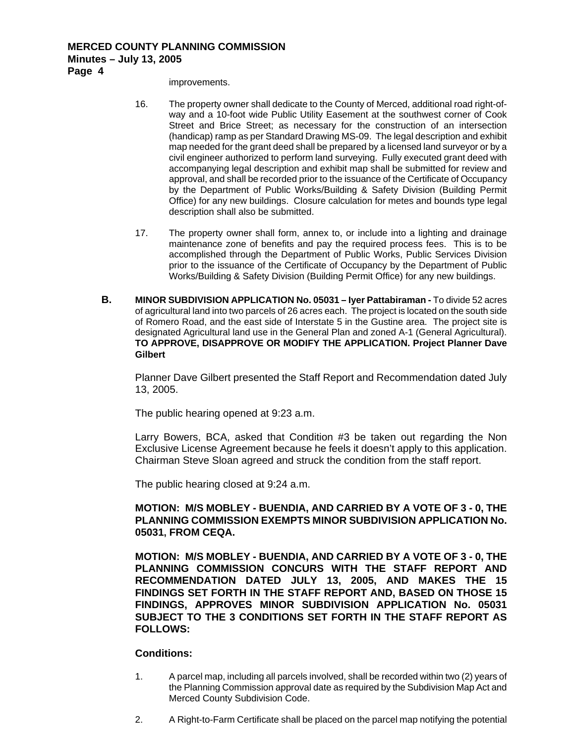improvements.

16. The property owner shall dedicate to the County of Merced, additional road right-of-way and a 10-foot wide Public Utility Easement at the southwest corner of Cook Street and Brice Street; as necessary for the construction of an intersection (handicap) ramp as per Standard Drawing MS-09. The legal description and exhibit map needed for the grant deed shall be prepared by a licensed land surveyor or by a civil engineer authorized to perform land surveying. Fully executed grant deed with accompanying legal description and exhibit map shall be submitted for review and approval, and shall be recorded prior to the issuance of the Certificate of Occupancy by the Department of Public Works/Building & Safety Division (Building Permit Office) for any new buildings. Closure calculation for metes and bounds type legal description shall also be submitted.

17. The property owner shall form, annex to, or include into a lighting and drainage maintenance zone of benefits and pay the required process fees. This is to be accomplished through the Department of Public Works, Public Services Division prior to the issuance of the Certificate of Occupancy by the Department of Public Works/Building & Safety Division (Building Permit Office) for any new buildings.

**B.** **MINOR SUBDIVISION APPLICATION No. 05031 – Iyer Pattabiraman -** To divide 52 acres of agricultural land into two parcels of 26 acres each. The project is located on the south side of Romero Road, and the east side of Interstate 5 in the Gustine area. The project site is designated Agricultural land use in the General Plan and zoned A-1 (General Agricultural). **TO APPROVE, DISAPPROVE OR MODIFY THE APPLICATION. Project Planner Dave Gilbert**

Planner Dave Gilbert presented the Staff Report and Recommendation dated July 13, 2005.

The public hearing opened at 9:23 a.m.

Larry Bowers, BCA, asked that Condition #3 be taken out regarding the Non Exclusive License Agreement because he feels it doesn't apply to this application. Chairman Steve Sloan agreed and struck the condition from the staff report.

The public hearing closed at 9:24 a.m.

**MOTION: M/S MOBLEY - BUENDIA, AND CARRIED BY A VOTE OF 3 - 0, THE PLANNING COMMISSION EXEMPTS MINOR SUBDIVISION APPLICATION No. 05031, FROM CEQA.**

**MOTION: M/S MOBLEY - BUENDIA, AND CARRIED BY A VOTE OF 3 - 0, THE PLANNING COMMISSION CONCURS WITH THE STAFF REPORT AND RECOMMENDATION DATED JULY 13, 2005, AND MAKES THE 15 FINDINGS SET FORTH IN THE STAFF REPORT AND, BASED ON THOSE 15 FINDINGS, APPROVES MINOR SUBDIVISION APPLICATION No. 05031 SUBJECT TO THE 3 CONDITIONS SET FORTH IN THE STAFF REPORT AS FOLLOWS:**

**Conditions:**

1. A parcel map, including all parcels involved, shall be recorded within two (2) years of the Planning Commission approval date as required by the Subdivision Map Act and Merced County Subdivision Code.

2. A Right-to-Farm Certificate shall be placed on the parcel map notifying the potential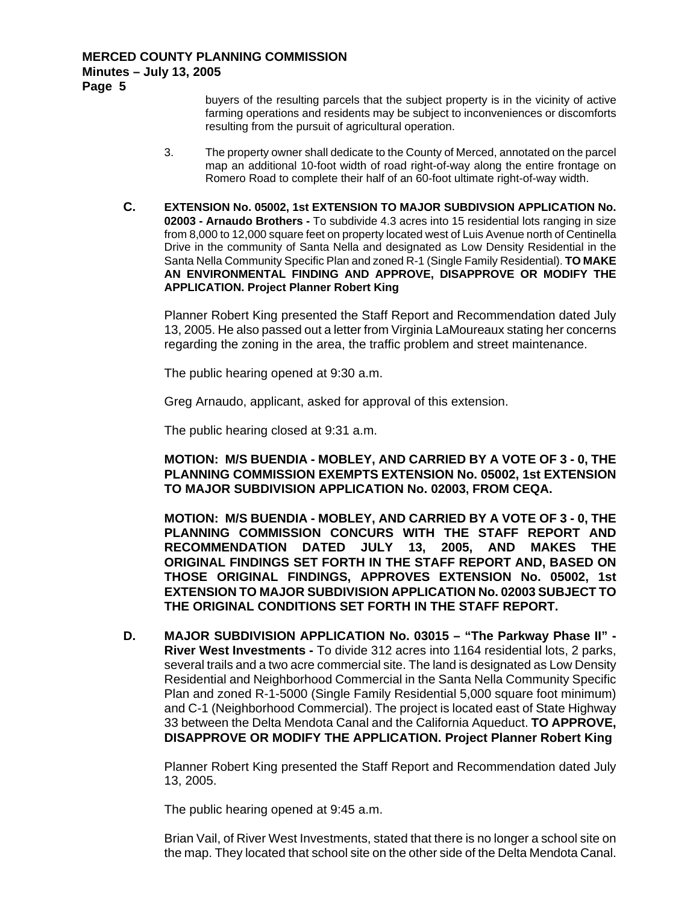buyers of the resulting parcels that the subject property is in the vicinity of active farming operations and residents may be subject to inconveniences or discomforts resulting from the pursuit of agricultural operation.

3. The property owner shall dedicate to the County of Merced, annotated on the parcel map an additional 10-foot width of road right-of-way along the entire frontage on Romero Road to complete their half of an 60-foot ultimate right-of-way width.

**C. EXTENSION No. 05002, 1st EXTENSION TO MAJOR SUBDIVSION APPLICATION No. 02003 - Arnaudo Brothers -** To subdivide 4.3 acres into 15 residential lots ranging in size from 8,000 to 12,000 square feet on property located west of Luis Avenue north of Centinella Drive in the community of Santa Nella and designated as Low Density Residential in the Santa Nella Community Specific Plan and zoned R-1 (Single Family Residential). **TO MAKE AN ENVIRONMENTAL FINDING AND APPROVE, DISAPPROVE OR MODIFY THE APPLICATION. Project Planner Robert King**

Planner Robert King presented the Staff Report and Recommendation dated July 13, 2005. He also passed out a letter from Virginia LaMoureaux stating her concerns regarding the zoning in the area, the traffic problem and street maintenance.

The public hearing opened at 9:30 a.m.

Greg Arnaudo, applicant, asked for approval of this extension.

The public hearing closed at 9:31 a.m.

**MOTION: M/S BUENDIA - MOBLEY, AND CARRIED BY A VOTE OF 3 - 0, THE PLANNING COMMISSION EXEMPTS EXTENSION No. 05002, 1st EXTENSION TO MAJOR SUBDIVISION APPLICATION No. 02003, FROM CEQA.**

**MOTION: M/S BUENDIA - MOBLEY, AND CARRIED BY A VOTE OF 3 - 0, THE PLANNING COMMISSION CONCURS WITH THE STAFF REPORT AND RECOMMENDATION DATED JULY 13, 2005, AND MAKES THE ORIGINAL FINDINGS SET FORTH IN THE STAFF REPORT AND, BASED ON THOSE ORIGINAL FINDINGS, APPROVES EXTENSION No. 05002, 1st EXTENSION TO MAJOR SUBDIVISION APPLICATION No. 02003 SUBJECT TO THE ORIGINAL CONDITIONS SET FORTH IN THE STAFF REPORT.**

**D. MAJOR SUBDIVISION APPLICATION No. 03015 – "The Parkway Phase II" - River West Investments -** To divide 312 acres into 1164 residential lots, 2 parks, several trails and a two acre commercial site. The land is designated as Low Density Residential and Neighborhood Commercial in the Santa Nella Community Specific Plan and zoned R-1-5000 (Single Family Residential 5,000 square foot minimum) and C-1 (Neighborhood Commercial). The project is located east of State Highway 33 between the Delta Mendota Canal and the California Aqueduct. **TO APPROVE, DISAPPROVE OR MODIFY THE APPLICATION. Project Planner Robert King**

Planner Robert King presented the Staff Report and Recommendation dated July 13, 2005.

The public hearing opened at 9:45 a.m.

Brian Vail, of River West Investments, stated that there is no longer a school site on the map. They located that school site on the other side of the Delta Mendota Canal.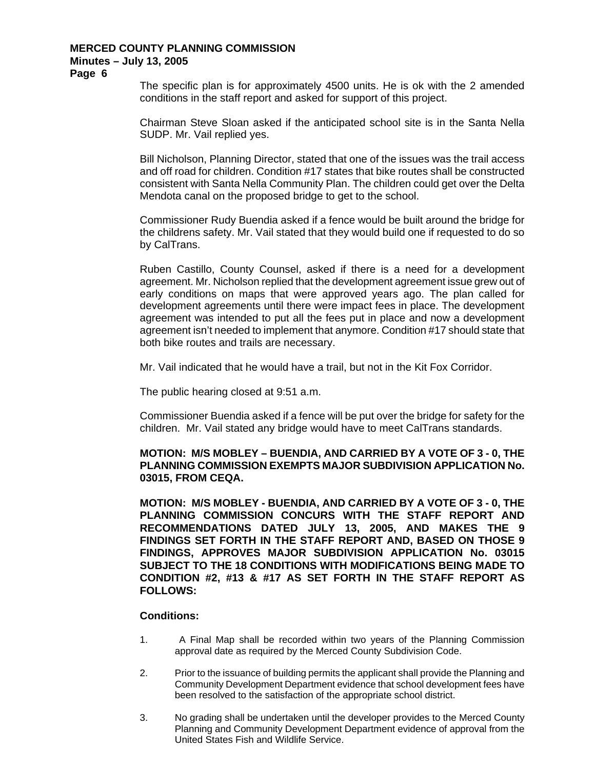The specific plan is for approximately 4500 units. He is ok with the 2 amended conditions in the staff report and asked for support of this project.

Chairman Steve Sloan asked if the anticipated school site is in the Santa Nella SUDP. Mr. Vail replied yes.

Bill Nicholson, Planning Director, stated that one of the issues was the trail access and off road for children. Condition #17 states that bike routes shall be constructed consistent with Santa Nella Community Plan. The children could get over the Delta Mendota canal on the proposed bridge to get to the school.

Commissioner Rudy Buendia asked if a fence would be built around the bridge for the childrens safety. Mr. Vail stated that they would build one if requested to do so by CalTrans.

Ruben Castillo, County Counsel, asked if there is a need for a development agreement. Mr. Nicholson replied that the development agreement issue grew out of early conditions on maps that were approved years ago. The plan called for development agreements until there were impact fees in place. The development agreement was intended to put all the fees put in place and now a development agreement isn't needed to implement that anymore. Condition #17 should state that both bike routes and trails are necessary.

Mr. Vail indicated that he would have a trail, but not in the Kit Fox Corridor.

The public hearing closed at 9:51 a.m.

Commissioner Buendia asked if a fence will be put over the bridge for safety for the children. Mr. Vail stated any bridge would have to meet CalTrans standards.

**MOTION: M/S MOBLEY – BUENDIA, AND CARRIED BY A VOTE OF 3 - 0, THE PLANNING COMMISSION EXEMPTS MAJOR SUBDIVISION APPLICATION No. 03015, FROM CEQA.**

**MOTION: M/S MOBLEY - BUENDIA, AND CARRIED BY A VOTE OF 3 - 0, THE PLANNING COMMISSION CONCURS WITH THE STAFF REPORT AND RECOMMENDATIONS DATED JULY 13, 2005, AND MAKES THE 9 FINDINGS SET FORTH IN THE STAFF REPORT AND, BASED ON THOSE 9 FINDINGS, APPROVES MAJOR SUBDIVISION APPLICATION No. 03015 SUBJECT TO THE 18 CONDITIONS WITH MODIFICATIONS BEING MADE TO CONDITION #2, #13 & #17 AS SET FORTH IN THE STAFF REPORT AS FOLLOWS:**

**Conditions:**

1. A Final Map shall be recorded within two years of the Planning Commission approval date as required by the Merced County Subdivision Code.

2. Prior to the issuance of building permits the applicant shall provide the Planning and Community Development Department evidence that school development fees have been resolved to the satisfaction of the appropriate school district.

3. No grading shall be undertaken until the developer provides to the Merced County Planning and Community Development Department evidence of approval from the United States Fish and Wildlife Service.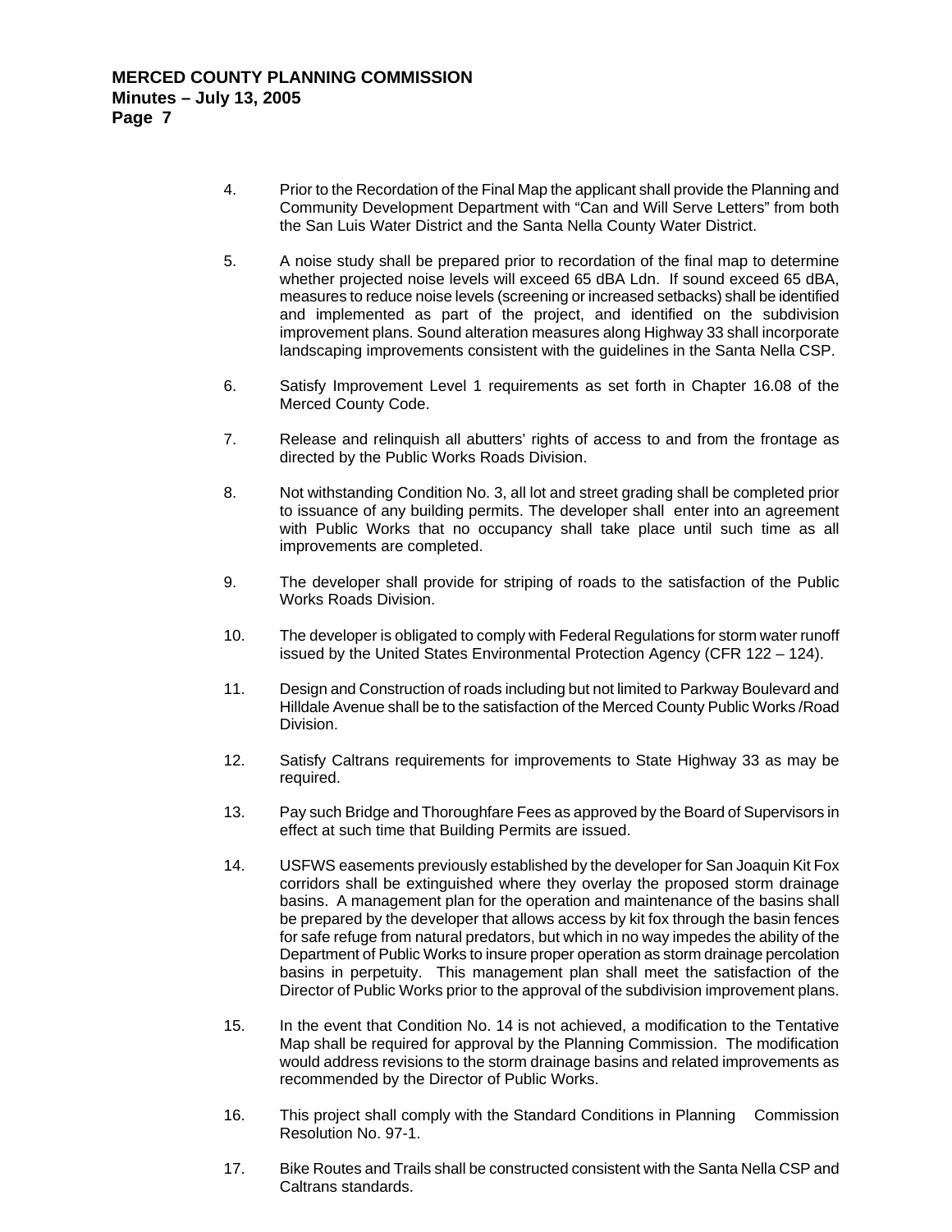4. Prior to the Recordation of the Final Map the applicant shall provide the Planning and Community Development Department with "Can and Will Serve Letters" from both the San Luis Water District and the Santa Nella County Water District.

5. A noise study shall be prepared prior to recordation of the final map to determine whether projected noise levels will exceed 65 dBA Ldn. If sound exceed 65 dBA, measures to reduce noise levels (screening or increased setbacks) shall be identified and implemented as part of the project, and identified on the subdivision improvement plans. Sound alteration measures along Highway 33 shall incorporate landscaping improvements consistent with the guidelines in the Santa Nella CSP.

6. Satisfy Improvement Level 1 requirements as set forth in Chapter 16.08 of the Merced County Code.

7. Release and relinquish all abutters' rights of access to and from the frontage as directed by the Public Works Roads Division.

8. Not withstanding Condition No. 3, all lot and street grading shall be completed prior to issuance of any building permits. The developer shall enter into an agreement with Public Works that no occupancy shall take place until such time as all improvements are completed.

9. The developer shall provide for striping of roads to the satisfaction of the Public Works Roads Division.

10. The developer is obligated to comply with Federal Regulations for storm water runoff issued by the United States Environmental Protection Agency (CFR 122 – 124).

11. Design and Construction of roads including but not limited to Parkway Boulevard and Hilldale Avenue shall be to the satisfaction of the Merced County Public Works /Road Division.

12. Satisfy Caltrans requirements for improvements to State Highway 33 as may be required.

13. Pay such Bridge and Thoroughfare Fees as approved by the Board of Supervisors in effect at such time that Building Permits are issued.

14. USFWS easements previously established by the developer for San Joaquin Kit Fox corridors shall be extinguished where they overlay the proposed storm drainage basins. A management plan for the operation and maintenance of the basins shall be prepared by the developer that allows access by kit fox through the basin fences for safe refuge from natural predators, but which in no way impedes the ability of the Department of Public Works to insure proper operation as storm drainage percolation basins in perpetuity. This management plan shall meet the satisfaction of the Director of Public Works prior to the approval of the subdivision improvement plans.

15. In the event that Condition No. 14 is not achieved, a modification to the Tentative Map shall be required for approval by the Planning Commission. The modification would address revisions to the storm drainage basins and related improvements as recommended by the Director of Public Works.

16. This project shall comply with the Standard Conditions in Planning Commission Resolution No. 97-1.

17. Bike Routes and Trails shall be constructed consistent with the Santa Nella CSP and Caltrans standards.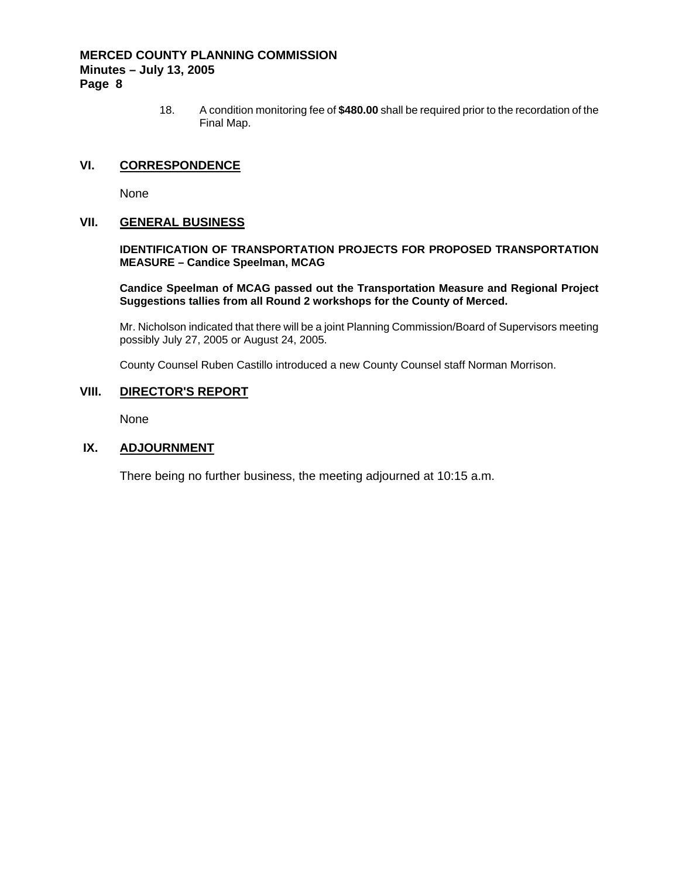18. A condition monitoring fee of **$480.00** shall be required prior to the recordation of the Final Map.

## VI. CORRESPONDENCE

None

## VII. GENERAL BUSINESS

**IDENTIFICATION OF TRANSPORTATION PROJECTS FOR PROPOSED TRANSPORTATION MEASURE – Candice Speelman, MCAG**

**Candice Speelman of MCAG passed out the Transportation Measure and Regional Project Suggestions tallies from all Round 2 workshops for the County of Merced.**

Mr. Nicholson indicated that there will be a joint Planning Commission/Board of Supervisors meeting possibly July 27, 2005 or August 24, 2005.

County Counsel Ruben Castillo introduced a new County Counsel staff Norman Morrison.

## VIII. DIRECTOR'S REPORT

None

## IX. ADJOURNMENT

There being no further business, the meeting adjourned at 10:15 a.m.